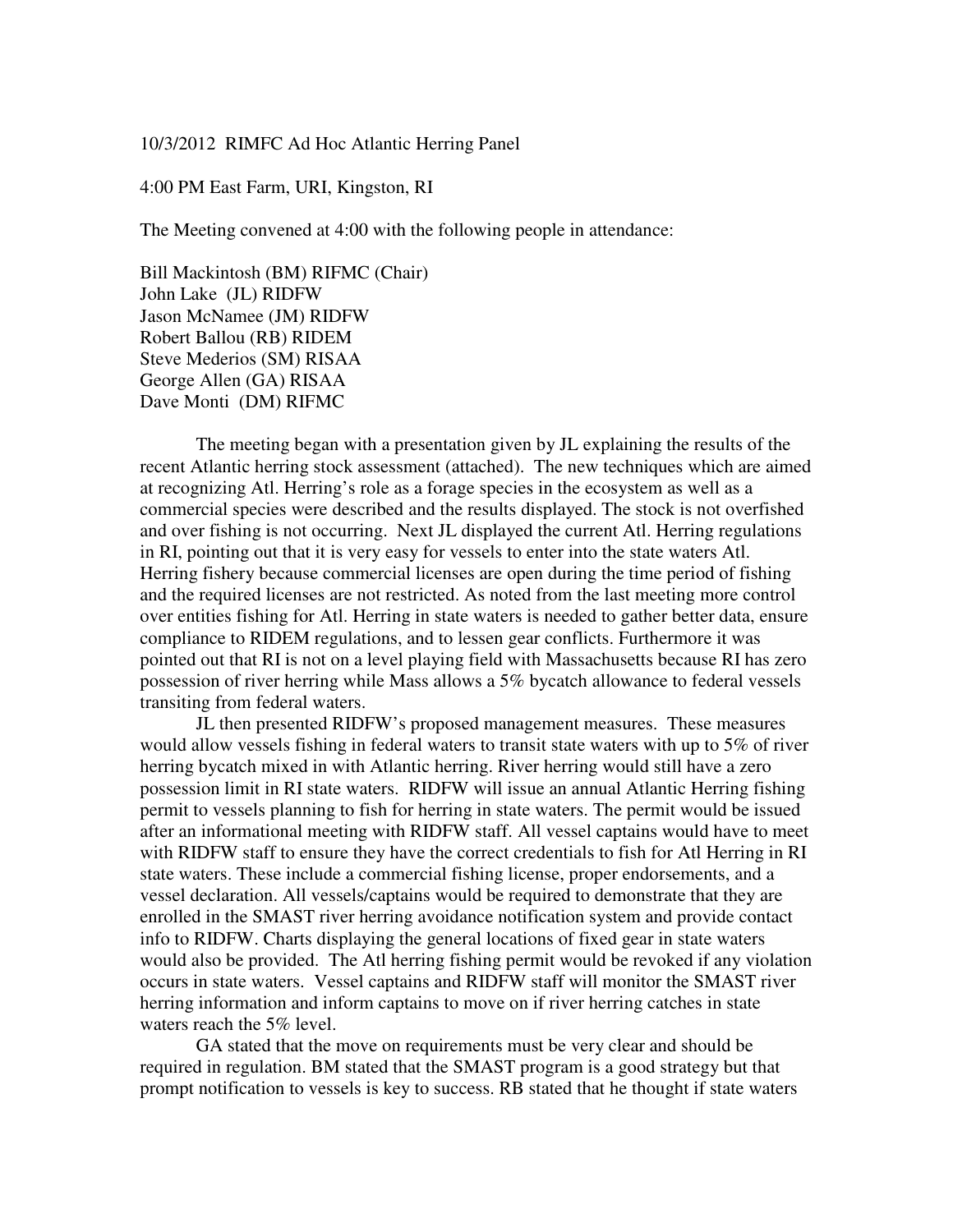10/3/2012 RIMFC Ad Hoc Atlantic Herring Panel

4:00 PM East Farm, URI, Kingston, RI

The Meeting convened at 4:00 with the following people in attendance:

Bill Mackintosh (BM) RIFMC (Chair)
John Lake (JL) RIDFW
Jason McNamee (JM) RIDFW
Robert Ballou (RB) RIDEM
Steve Mederios (SM) RISAA
George Allen (GA) RISAA
Dave Monti (DM) RIFMC

The meeting began with a presentation given by JL explaining the results of the recent Atlantic herring stock assessment (attached). The new techniques which are aimed at recognizing Atl. Herring's role as a forage species in the ecosystem as well as a commercial species were described and the results displayed. The stock is not overfished and over fishing is not occurring. Next JL displayed the current Atl. Herring regulations in RI, pointing out that it is very easy for vessels to enter into the state waters Atl. Herring fishery because commercial licenses are open during the time period of fishing and the required licenses are not restricted. As noted from the last meeting more control over entities fishing for Atl. Herring in state waters is needed to gather better data, ensure compliance to RIDEM regulations, and to lessen gear conflicts. Furthermore it was pointed out that RI is not on a level playing field with Massachusetts because RI has zero possession of river herring while Mass allows a 5% bycatch allowance to federal vessels transiting from federal waters.

JL then presented RIDFW's proposed management measures. These measures would allow vessels fishing in federal waters to transit state waters with up to 5% of river herring bycatch mixed in with Atlantic herring. River herring would still have a zero possession limit in RI state waters. RIDFW will issue an annual Atlantic Herring fishing permit to vessels planning to fish for herring in state waters. The permit would be issued after an informational meeting with RIDFW staff. All vessel captains would have to meet with RIDFW staff to ensure they have the correct credentials to fish for Atl Herring in RI state waters. These include a commercial fishing license, proper endorsements, and a vessel declaration. All vessels/captains would be required to demonstrate that they are enrolled in the SMAST river herring avoidance notification system and provide contact info to RIDFW. Charts displaying the general locations of fixed gear in state waters would also be provided. The Atl herring fishing permit would be revoked if any violation occurs in state waters. Vessel captains and RIDFW staff will monitor the SMAST river herring information and inform captains to move on if river herring catches in state waters reach the 5% level.

GA stated that the move on requirements must be very clear and should be required in regulation. BM stated that the SMAST program is a good strategy but that prompt notification to vessels is key to success. RB stated that he thought if state waters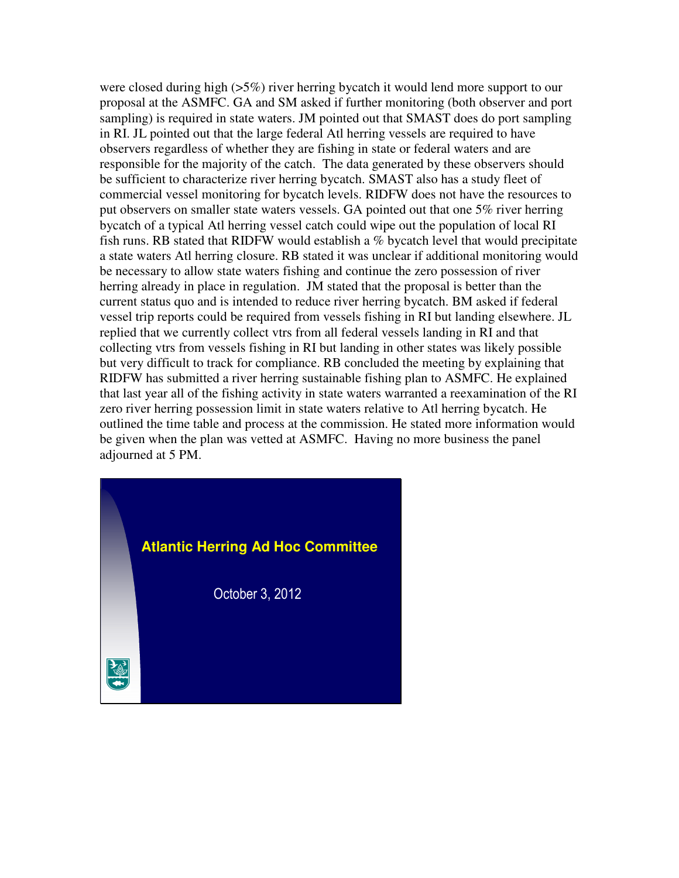were closed during high (>5%) river herring bycatch it would lend more support to our proposal at the ASMFC. GA and SM asked if further monitoring (both observer and port sampling) is required in state waters. JM pointed out that SMAST does do port sampling in RI. JL pointed out that the large federal Atl herring vessels are required to have observers regardless of whether they are fishing in state or federal waters and are responsible for the majority of the catch. The data generated by these observers should be sufficient to characterize river herring bycatch. SMAST also has a study fleet of commercial vessel monitoring for bycatch levels. RIDFW does not have the resources to put observers on smaller state waters vessels. GA pointed out that one 5% river herring bycatch of a typical Atl herring vessel catch could wipe out the population of local RI fish runs. RB stated that RIDFW would establish a % bycatch level that would precipitate a state waters Atl herring closure. RB stated it was unclear if additional monitoring would be necessary to allow state waters fishing and continue the zero possession of river herring already in place in regulation. JM stated that the proposal is better than the current status quo and is intended to reduce river herring bycatch. BM asked if federal vessel trip reports could be required from vessels fishing in RI but landing elsewhere. JL replied that we currently collect vtrs from all federal vessels landing in RI and that collecting vtrs from vessels fishing in RI but landing in other states was likely possible but very difficult to track for compliance. RB concluded the meeting by explaining that RIDFW has submitted a river herring sustainable fishing plan to ASMFC. He explained that last year all of the fishing activity in state waters warranted a reexamination of the RI zero river herring possession limit in state waters relative to Atl herring bycatch. He outlined the time table and process at the commission. He stated more information would be given when the plan was vetted at ASMFC. Having no more business the panel adjourned at 5 PM.

**Atlantic Herring Ad Hoc Committee**

October 3, 2012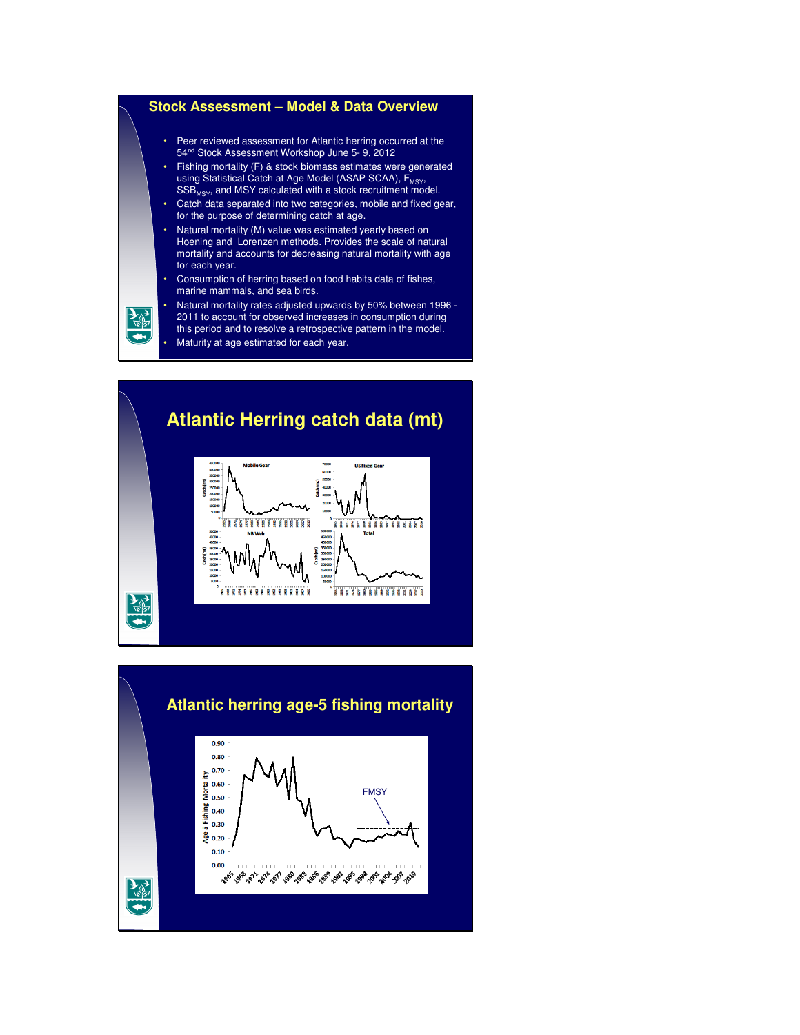## Stock Assessment – Model & Data Overview

- Peer reviewed assessment for Atlantic herring occurred at the 54[nd] Stock Assessment Workshop June 5- 9, 2012
- Fishing mortality (F) & stock biomass estimates were generated using Statistical Catch at Age Model (ASAP SCAA), $F_{MSY}$, $SSB_{MSY}$, and MSY calculated with a stock recruitment model.
- Catch data separated into two categories, mobile and fixed gear, for the purpose of determining catch at age.
- Natural mortality (M) value was estimated yearly based on Hoening and Lorenzen methods. Provides the scale of natural mortality and accounts for decreasing natural mortality with age for each year.
- Consumption of herring based on food habits data of fishes, marine mammals, and sea birds.
- Natural mortality rates adjusted upwards by 50% between 1996 - 2011 to account for observed increases in consumption during this period and to resolve a retrospective pattern in the model.
- Maturity at age estimated for each year.

## Atlantic Herring catch data (mt)

## Atlantic herring age-5 fishing mortality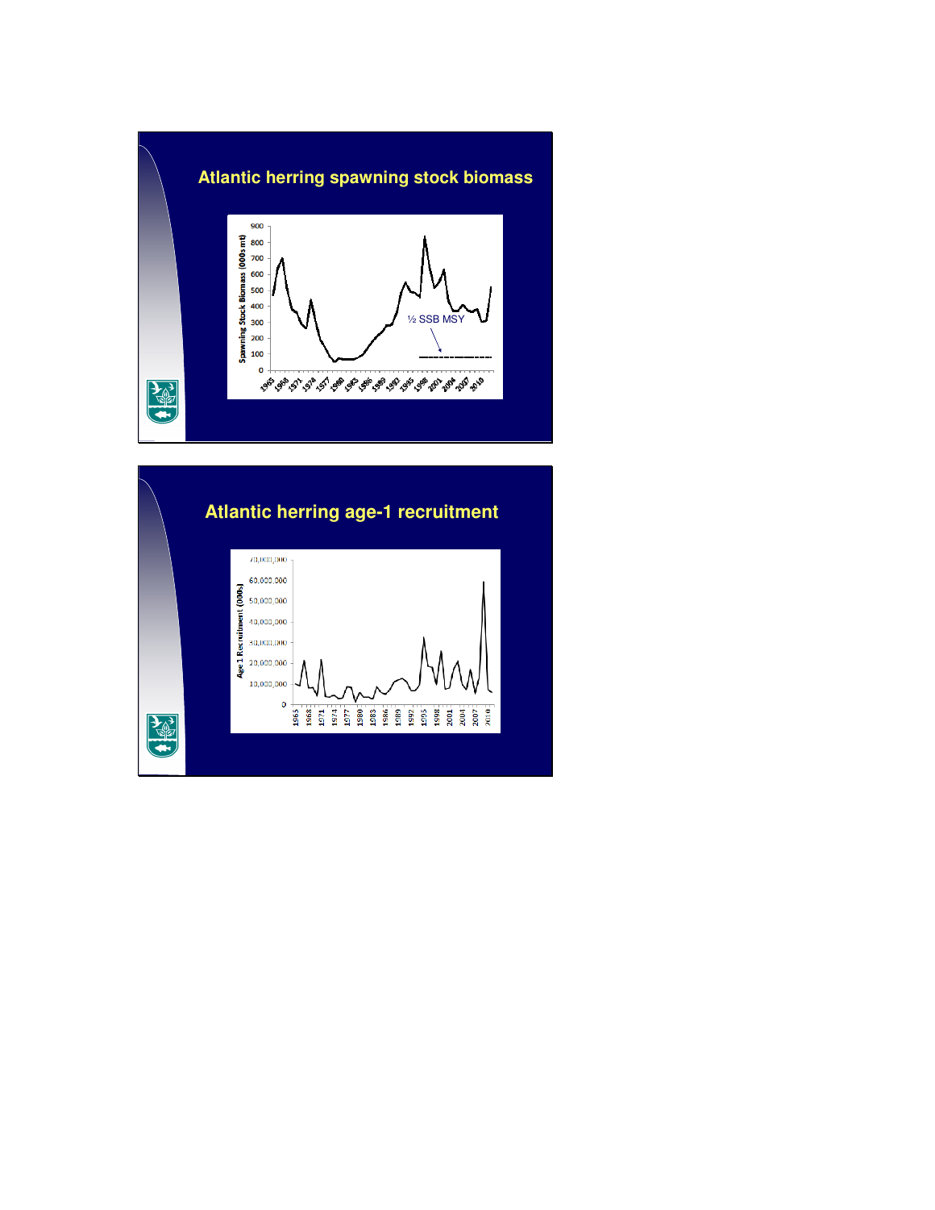## Atlantic herring spawning stock biomass

## Atlantic herring age-1 recruitment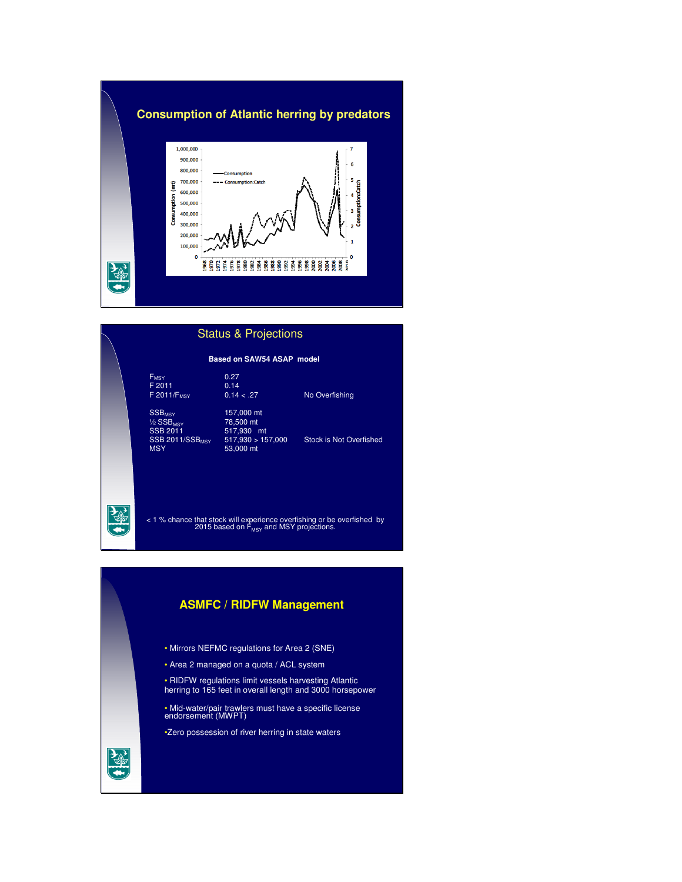## Consumption of Atlantic herring by predators

## Status & Projections

**Based on SAW54 ASAP model**

| | | |
|---|---|---|
| $F_{MSY}$ | 0.27 | |
| F 2011 | 0.14 | |
| F 2011/$F_{MSY}$ | 0.14 < .27 | No Overfishing |
| $SSB_{MSY}$ | 157,000 mt | |
| ½ $SSB_{MSY}$ | 78,500 mt | |
| SSB 2011 | 517,930 mt | |
| SSB 2011/$SSB_{MSY}$ | 517,930 > 157,000 | Stock is Not Overfished |
| MSY | 53,000 mt | |

< 1 % chance that stock will experience overfishing or be overfished by 2015 based on $F_{MSY}$ and MSY projections.

## ASMFC / RIDFW Management

- Mirrors NEFMC regulations for Area 2 (SNE)
- Area 2 managed on a quota / ACL system
- RIDFW regulations limit vessels harvesting Atlantic herring to 165 feet in overall length and 3000 horsepower
- Mid-water/pair trawlers must have a specific license endorsement (MWPT)
- Zero possession of river herring in state waters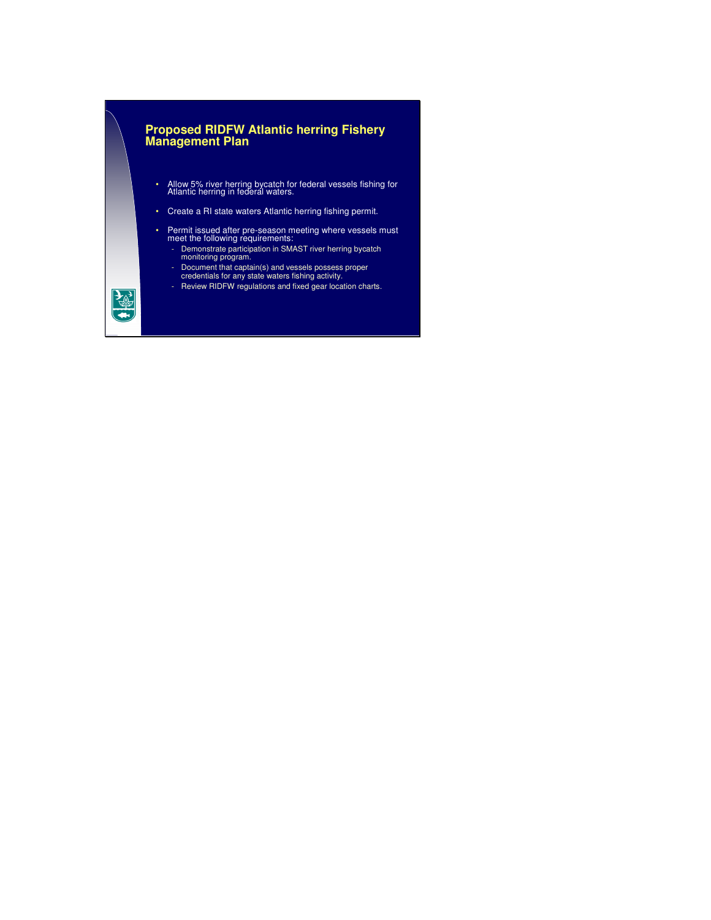## Proposed RIDFW Atlantic herring Fishery Management Plan

- Allow 5% river herring bycatch for federal vessels fishing for Atlantic herring in federal waters.
- Create a RI state waters Atlantic herring fishing permit.
- Permit issued after pre-season meeting where vessels must meet the following requirements:
  - Demonstrate participation in SMAST river herring bycatch monitoring program.
  - Document that captain(s) and vessels possess proper credentials for any state waters fishing activity.
  - Review RIDFW regulations and fixed gear location charts.